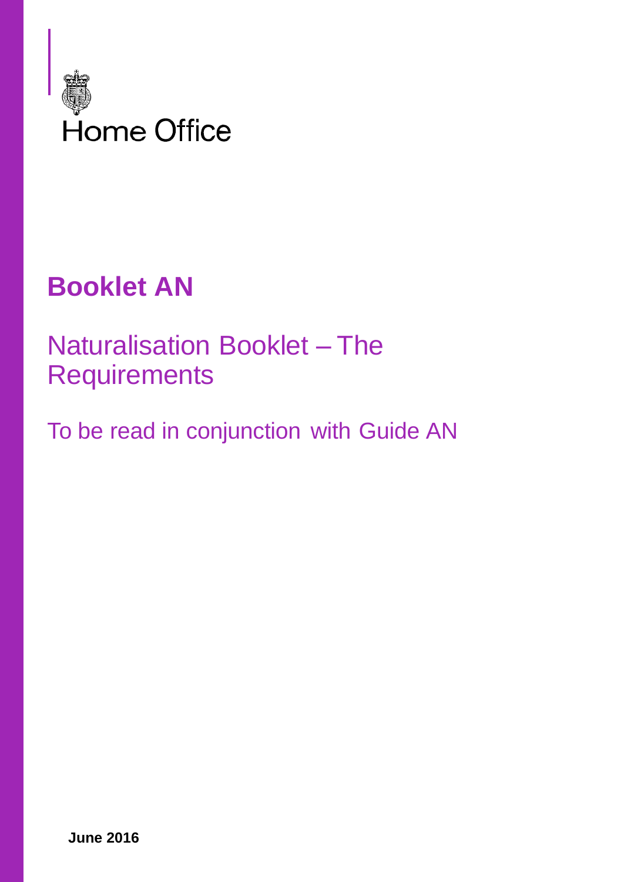Home Office

# Booklet AN

## Naturalisation Booklet – The Requirements

To be read in conjunction with Guide AN

**June 2016**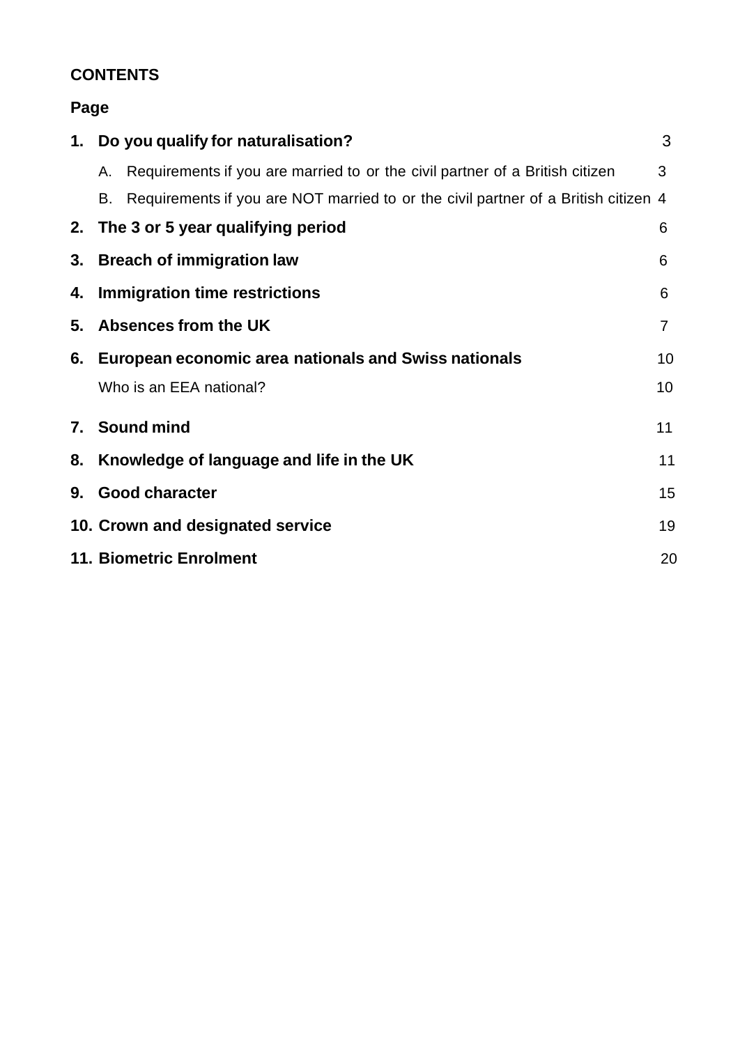**CONTENTS**

**Page**

| | | |
|---|---|---|
| **1.** | **Do you qualify for naturalisation?** | 3 |
| | A. Requirements if you are married to or the civil partner of a British citizen | 3 |
| | B. Requirements if you are NOT married to or the civil partner of a British citizen | 4 |
| **2.** | **The 3 or 5 year qualifying period** | 6 |
| **3.** | **Breach of immigration law** | 6 |
| **4.** | **Immigration time restrictions** | 6 |
| **5.** | **Absences from the UK** | 7 |
| **6.** | **European economic area nationals and Swiss nationals** | 10 |
| | Who is an EEA national? | 10 |
| **7.** | **Sound mind** | 11 |
| **8.** | **Knowledge of language and life in the UK** | 11 |
| **9.** | **Good character** | 15 |
| **10.** | **Crown and designated service** | 19 |
| **11.** | **Biometric Enrolment** | 20 |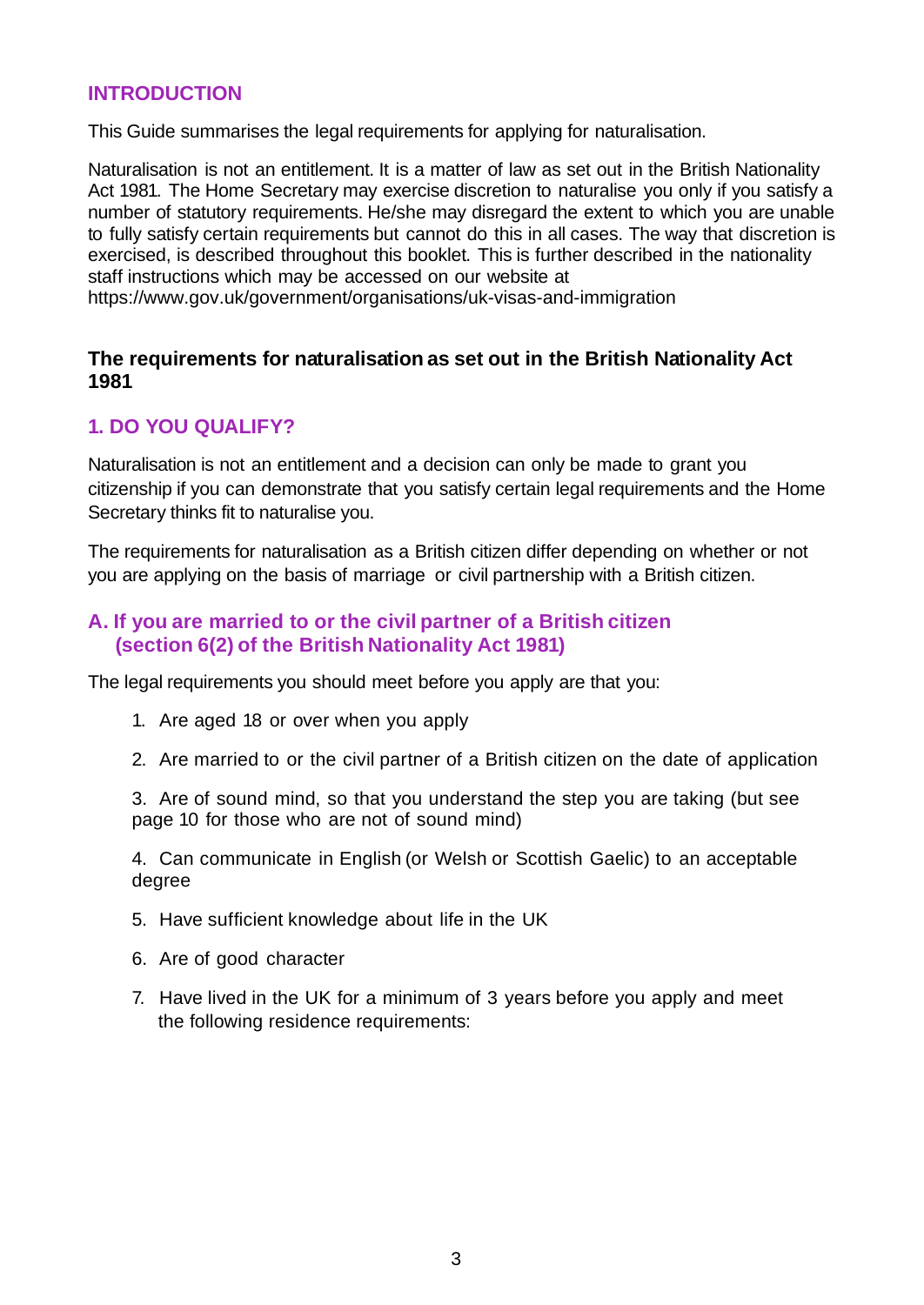## INTRODUCTION

This Guide summarises the legal requirements for applying for naturalisation.

Naturalisation is not an entitlement. It is a matter of law as set out in the British Nationality Act 1981. The Home Secretary may exercise discretion to naturalise you only if you satisfy a number of statutory requirements. He/she may disregard the extent to which you are unable to fully satisfy certain requirements but cannot do this in all cases. The way that discretion is exercised, is described throughout this booklet. This is further described in the nationality staff instructions which may be accessed on our website at https://www.gov.uk/government/organisations/uk-visas-and-immigration

### The requirements for naturalisation as set out in the British Nationality Act 1981

## 1. DO YOU QUALIFY?

Naturalisation is not an entitlement and a decision can only be made to grant you citizenship if you can demonstrate that you satisfy certain legal requirements and the Home Secretary thinks fit to naturalise you.

The requirements for naturalisation as a British citizen differ depending on whether or not you are applying on the basis of marriage or civil partnership with a British citizen.

### A. If you are married to or the civil partner of a British citizen (section 6(2) of the British Nationality Act 1981)

The legal requirements you should meet before you apply are that you:

1. Are aged 18 or over when you apply
2. Are married to or the civil partner of a British citizen on the date of application
3. Are of sound mind, so that you understand the step you are taking (but see page 10 for those who are not of sound mind)
4. Can communicate in English (or Welsh or Scottish Gaelic) to an acceptable degree
5. Have sufficient knowledge about life in the UK
6. Are of good character
7. Have lived in the UK for a minimum of 3 years before you apply and meet the following residence requirements: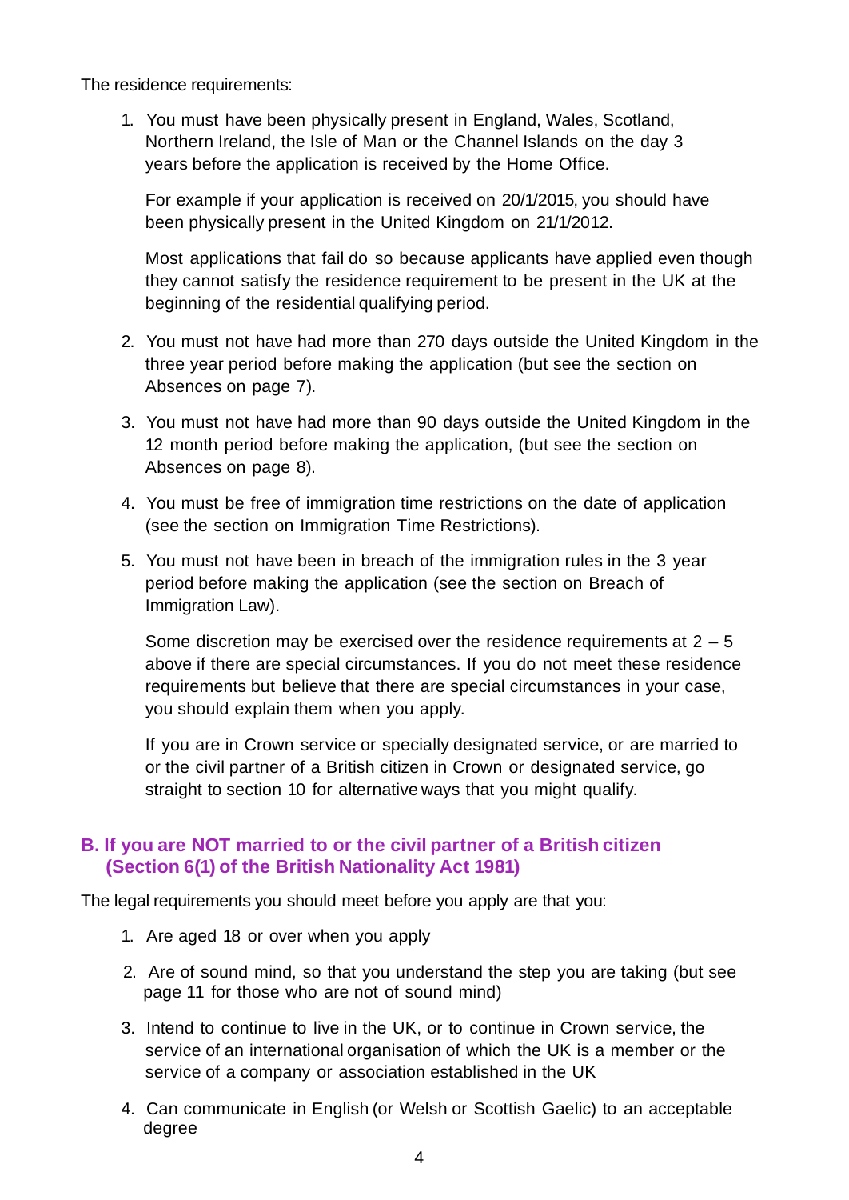The residence requirements:

1. You must have been physically present in England, Wales, Scotland, Northern Ireland, the Isle of Man or the Channel Islands on the day 3 years before the application is received by the Home Office.

   For example if your application is received on 20/1/2015, you should have been physically present in the United Kingdom on 21/1/2012.

   Most applications that fail do so because applicants have applied even though they cannot satisfy the residence requirement to be present in the UK at the beginning of the residential qualifying period.

2. You must not have had more than 270 days outside the United Kingdom in the three year period before making the application (but see the section on Absences on page 7).

3. You must not have had more than 90 days outside the United Kingdom in the 12 month period before making the application, (but see the section on Absences on page 8).

4. You must be free of immigration time restrictions on the date of application (see the section on Immigration Time Restrictions).

5. You must not have been in breach of the immigration rules in the 3 year period before making the application (see the section on Breach of Immigration Law).

   Some discretion may be exercised over the residence requirements at 2 – 5 above if there are special circumstances. If you do not meet these residence requirements but believe that there are special circumstances in your case, you should explain them when you apply.

   If you are in Crown service or specially designated service, or are married to or the civil partner of a British citizen in Crown or designated service, go straight to section 10 for alternative ways that you might qualify.

## B. If you are NOT married to or the civil partner of a British citizen (Section 6(1) of the British Nationality Act 1981)

The legal requirements you should meet before you apply are that you:

1. Are aged 18 or over when you apply
2. Are of sound mind, so that you understand the step you are taking (but see page 11 for those who are not of sound mind)
3. Intend to continue to live in the UK, or to continue in Crown service, the service of an international organisation of which the UK is a member or the service of a company or association established in the UK
4. Can communicate in English (or Welsh or Scottish Gaelic) to an acceptable degree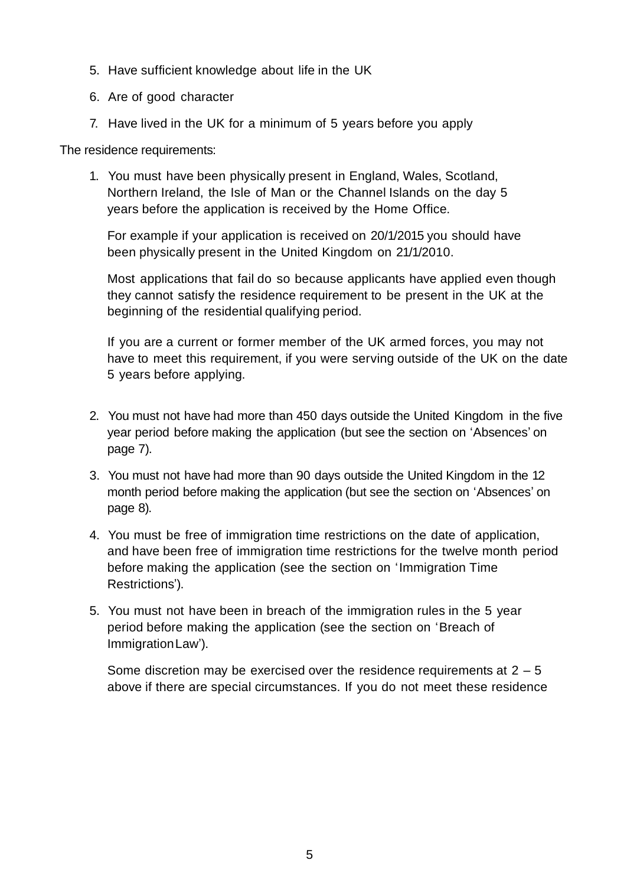5. Have sufficient knowledge about life in the UK
6. Are of good character
7. Have lived in the UK for a minimum of 5 years before you apply

The residence requirements:

1. You must have been physically present in England, Wales, Scotland, Northern Ireland, the Isle of Man or the Channel Islands on the day 5 years before the application is received by the Home Office.

   For example if your application is received on 20/1/2015 you should have been physically present in the United Kingdom on 21/1/2010.

   Most applications that fail do so because applicants have applied even though they cannot satisfy the residence requirement to be present in the UK at the beginning of the residential qualifying period.

   If you are a current or former member of the UK armed forces, you may not have to meet this requirement, if you were serving outside of the UK on the date 5 years before applying.

2. You must not have had more than 450 days outside the United Kingdom in the five year period before making the application (but see the section on 'Absences' on page 7).

3. You must not have had more than 90 days outside the United Kingdom in the 12 month period before making the application (but see the section on 'Absences' on page 8).

4. You must be free of immigration time restrictions on the date of application, and have been free of immigration time restrictions for the twelve month period before making the application (see the section on 'Immigration Time Restrictions').

5. You must not have been in breach of the immigration rules in the 5 year period before making the application (see the section on 'Breach of Immigration Law').

   Some discretion may be exercised over the residence requirements at 2 – 5 above if there are special circumstances. If you do not meet these residence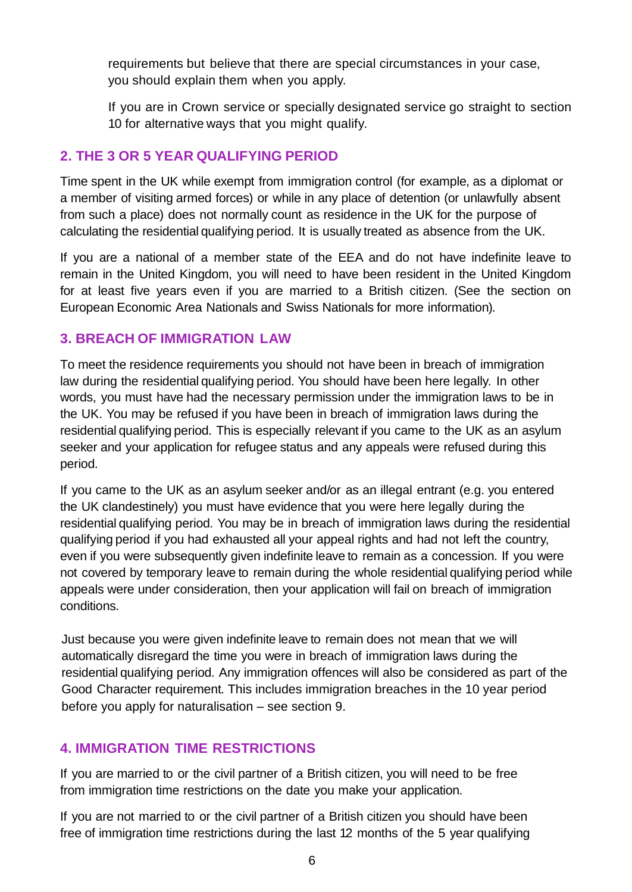requirements but believe that there are special circumstances in your case, you should explain them when you apply.

If you are in Crown service or specially designated service go straight to section 10 for alternative ways that you might qualify.

## 2. THE 3 OR 5 YEAR QUALIFYING PERIOD

Time spent in the UK while exempt from immigration control (for example, as a diplomat or a member of visiting armed forces) or while in any place of detention (or unlawfully absent from such a place) does not normally count as residence in the UK for the purpose of calculating the residential qualifying period. It is usually treated as absence from the UK.

If you are a national of a member state of the EEA and do not have indefinite leave to remain in the United Kingdom, you will need to have been resident in the United Kingdom for at least five years even if you are married to a British citizen. (See the section on European Economic Area Nationals and Swiss Nationals for more information).

## 3. BREACH OF IMMIGRATION LAW

To meet the residence requirements you should not have been in breach of immigration law during the residential qualifying period. You should have been here legally. In other words, you must have had the necessary permission under the immigration laws to be in the UK. You may be refused if you have been in breach of immigration laws during the residential qualifying period. This is especially relevant if you came to the UK as an asylum seeker and your application for refugee status and any appeals were refused during this period.

If you came to the UK as an asylum seeker and/or as an illegal entrant (e.g. you entered the UK clandestinely) you must have evidence that you were here legally during the residential qualifying period. You may be in breach of immigration laws during the residential qualifying period if you had exhausted all your appeal rights and had not left the country, even if you were subsequently given indefinite leave to remain as a concession. If you were not covered by temporary leave to remain during the whole residential qualifying period while appeals were under consideration, then your application will fail on breach of immigration conditions.

Just because you were given indefinite leave to remain does not mean that we will automatically disregard the time you were in breach of immigration laws during the residential qualifying period. Any immigration offences will also be considered as part of the Good Character requirement. This includes immigration breaches in the 10 year period before you apply for naturalisation – see section 9.

## 4. IMMIGRATION TIME RESTRICTIONS

If you are married to or the civil partner of a British citizen, you will need to be free from immigration time restrictions on the date you make your application.

If you are not married to or the civil partner of a British citizen you should have been free of immigration time restrictions during the last 12 months of the 5 year qualifying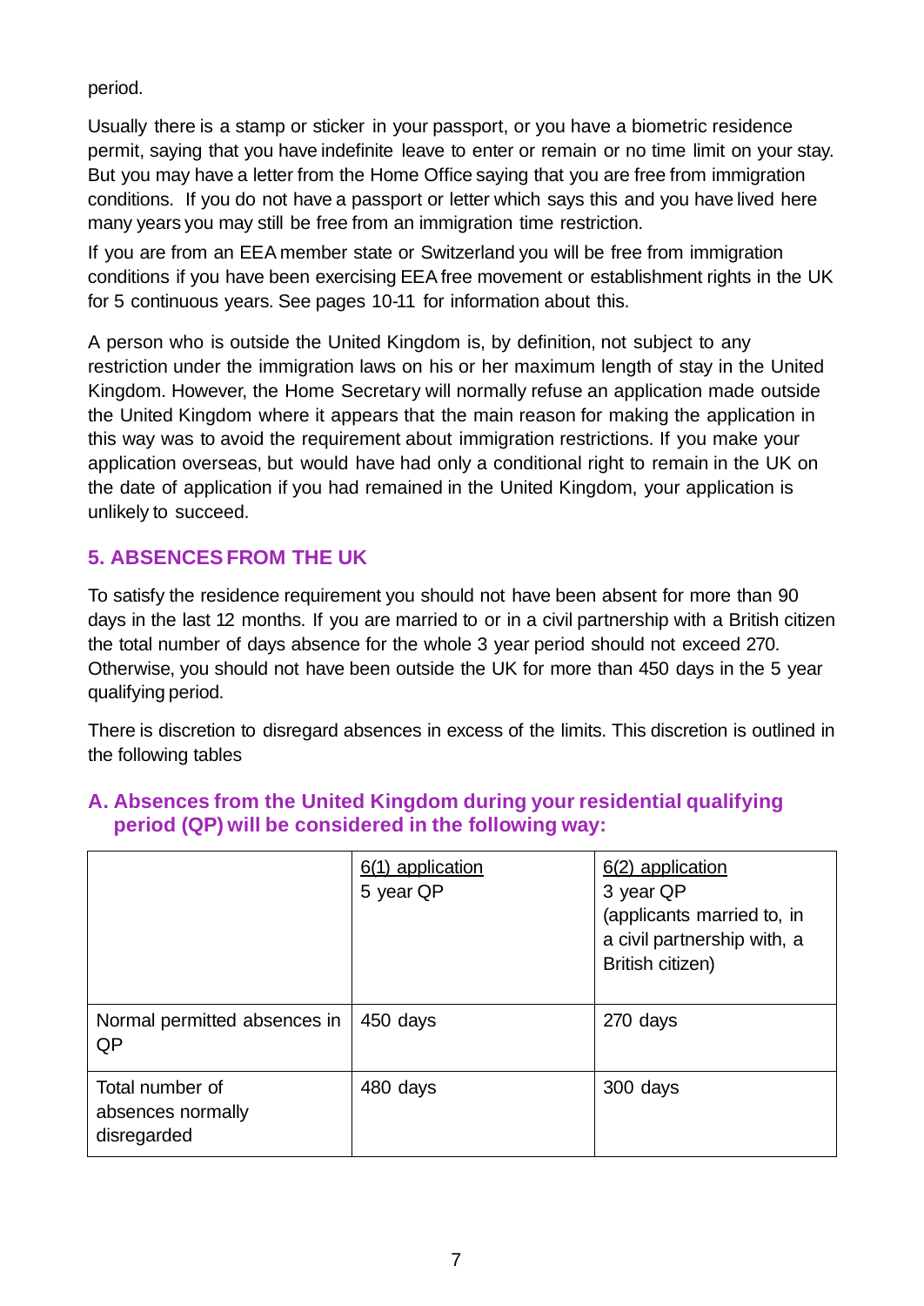period.

Usually there is a stamp or sticker in your passport, or you have a biometric residence permit, saying that you have indefinite leave to enter or remain or no time limit on your stay. But you may have a letter from the Home Office saying that you are free from immigration conditions. If you do not have a passport or letter which says this and you have lived here many years you may still be free from an immigration time restriction.

If you are from an EEA member state or Switzerland you will be free from immigration conditions if you have been exercising EEA free movement or establishment rights in the UK for 5 continuous years. See pages 10-11 for information about this.

A person who is outside the United Kingdom is, by definition, not subject to any restriction under the immigration laws on his or her maximum length of stay in the United Kingdom. However, the Home Secretary will normally refuse an application made outside the United Kingdom where it appears that the main reason for making the application in this way was to avoid the requirement about immigration restrictions. If you make your application overseas, but would have had only a conditional right to remain in the UK on the date of application if you had remained in the United Kingdom, your application is unlikely to succeed.

## 5. ABSENCES FROM THE UK

To satisfy the residence requirement you should not have been absent for more than 90 days in the last 12 months. If you are married to or in a civil partnership with a British citizen the total number of days absence for the whole 3 year period should not exceed 270. Otherwise, you should not have been outside the UK for more than 450 days in the 5 year qualifying period.

There is discretion to disregard absences in excess of the limits. This discretion is outlined in the following tables

### A. Absences from the United Kingdom during your residential qualifying period (QP) will be considered in the following way:

| | 6(1) application<br>5 year QP | 6(2) application<br>3 year QP<br>(applicants married to, in a civil partnership with, a British citizen) |
|---|---|---|
| Normal permitted absences in QP | 450 days | 270 days |
| Total number of absences normally disregarded | 480 days | 300 days |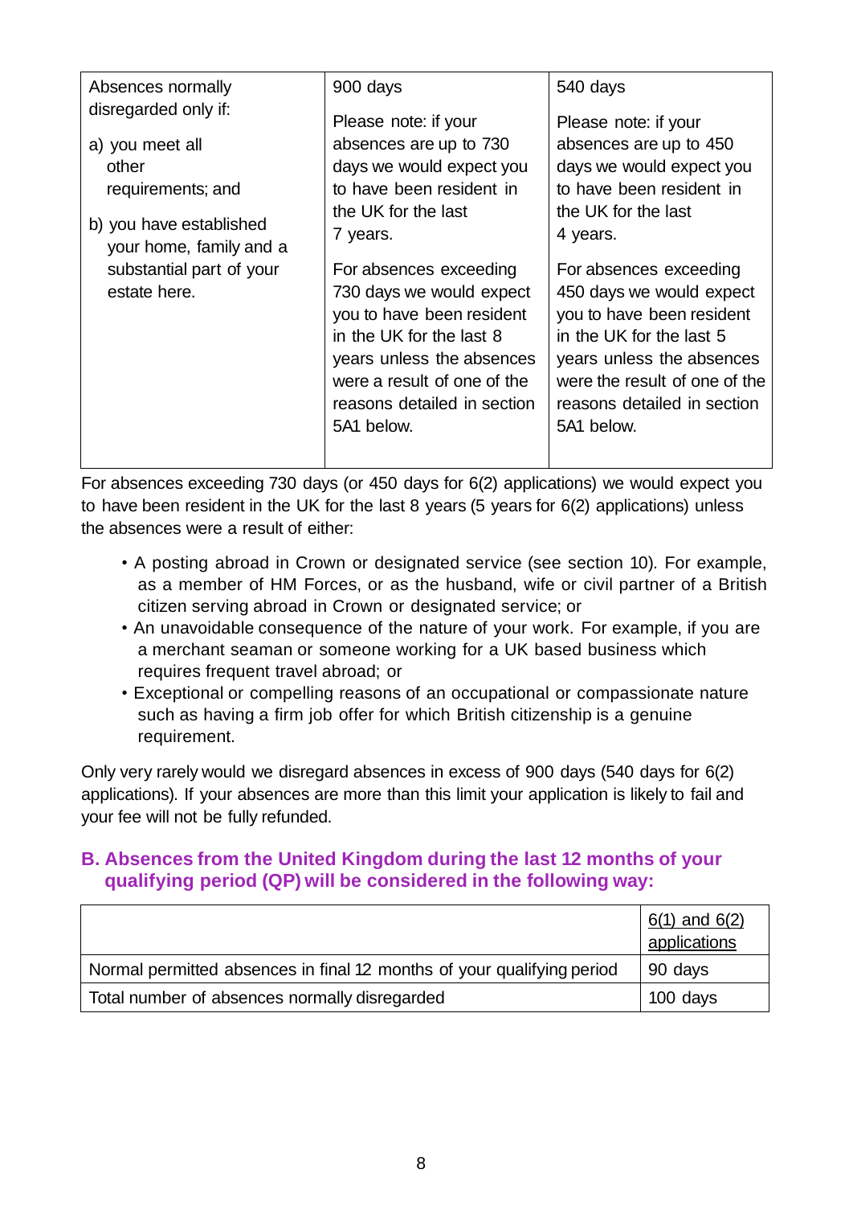| Absences normally disregarded only if:<br><br>a) you meet all other requirements; and<br><br>b) you have established your home, family and a substantial part of your estate here. | 900 days<br><br>Please note: if your absences are up to 730 days we would expect you to have been resident in the UK for the last 7 years.<br><br>For absences exceeding 730 days we would expect you to have been resident in the UK for the last 8 years unless the absences were a result of one of the reasons detailed in section 5A1 below. | 540 days<br><br>Please note: if your absences are up to 450 days we would expect you to have been resident in the UK for the last 4 years.<br><br>For absences exceeding 450 days we would expect you to have been resident in the UK for the last 5 years unless the absences were the result of one of the reasons detailed in section 5A1 below. |
|---|---|---|

For absences exceeding 730 days (or 450 days for 6(2) applications) we would expect you to have been resident in the UK for the last 8 years (5 years for 6(2) applications) unless the absences were a result of either:

- A posting abroad in Crown or designated service (see section 10). For example, as a member of HM Forces, or as the husband, wife or civil partner of a British citizen serving abroad in Crown or designated service; or
- An unavoidable consequence of the nature of your work. For example, if you are a merchant seaman or someone working for a UK based business which requires frequent travel abroad; or
- Exceptional or compelling reasons of an occupational or compassionate nature such as having a firm job offer for which British citizenship is a genuine requirement.

Only very rarely would we disregard absences in excess of 900 days (540 days for 6(2) applications). If your absences are more than this limit your application is likely to fail and your fee will not be fully refunded.

### B. Absences from the United Kingdom during the last 12 months of your qualifying period (QP) will be considered in the following way:

| | 6(1) and 6(2) applications |
|---|---|
| Normal permitted absences in final 12 months of your qualifying period | 90 days |
| Total number of absences normally disregarded | 100 days |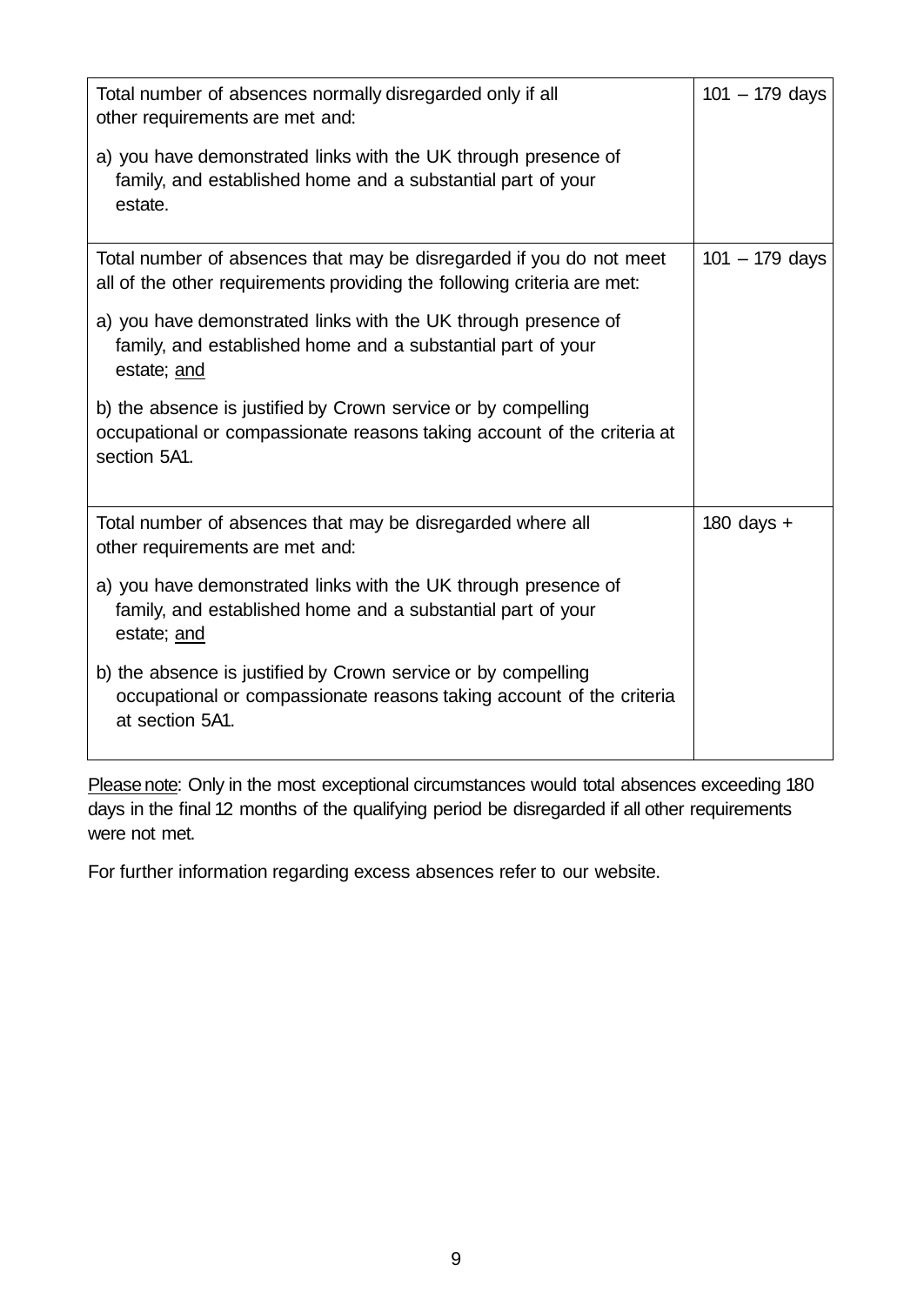| | |
|---|---|
| Total number of absences normally disregarded only if all other requirements are met and:<br><br>a) you have demonstrated links with the UK through presence of family, and established home and a substantial part of your estate. | 101 – 179 days |
| Total number of absences that may be disregarded if you do not meet all of the other requirements providing the following criteria are met:<br><br>a) you have demonstrated links with the UK through presence of family, and established home and a substantial part of your estate; <u>and</u><br><br>b) the absence is justified by Crown service or by compelling occupational or compassionate reasons taking account of the criteria at section 5A1. | 101 – 179 days |
| Total number of absences that may be disregarded where all other requirements are met and:<br><br>a) you have demonstrated links with the UK through presence of family, and established home and a substantial part of your estate; <u>and</u><br><br>b) the absence is justified by Crown service or by compelling occupational or compassionate reasons taking account of the criteria at section 5A1. | 180 days + |

<u>Please note</u>: Only in the most exceptional circumstances would total absences exceeding 180 days in the final 12 months of the qualifying period be disregarded if all other requirements were not met.

For further information regarding excess absences refer to our website.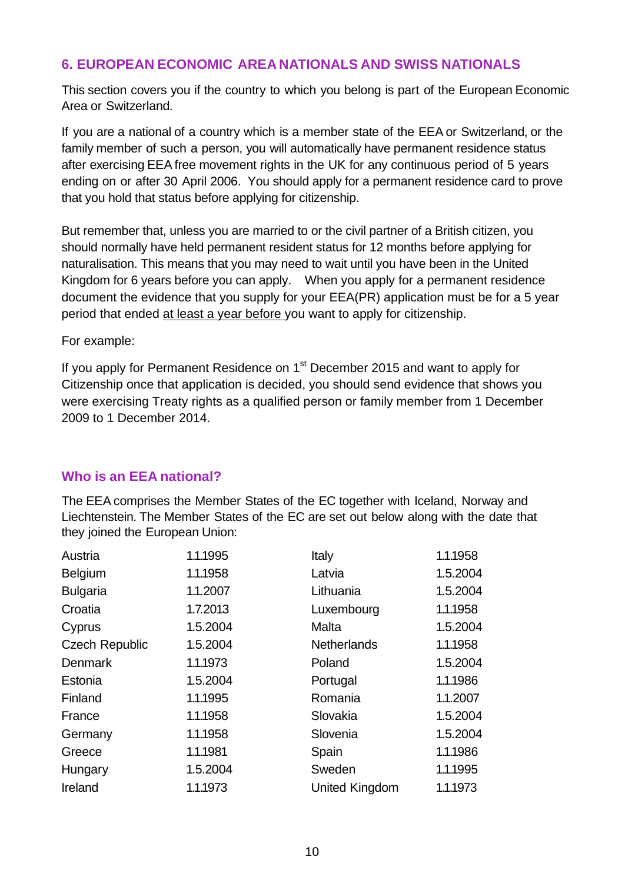## 6. EUROPEAN ECONOMIC AREA NATIONALS AND SWISS NATIONALS

This section covers you if the country to which you belong is part of the European Economic Area or Switzerland.

If you are a national of a country which is a member state of the EEA or Switzerland, or the family member of such a person, you will automatically have permanent residence status after exercising EEA free movement rights in the UK for any continuous period of 5 years ending on or after 30 April 2006. You should apply for a permanent residence card to prove that you hold that status before applying for citizenship.

But remember that, unless you are married to or the civil partner of a British citizen, you should normally have held permanent resident status for 12 months before applying for naturalisation. This means that you may need to wait until you have been in the United Kingdom for 6 years before you can apply. When you apply for a permanent residence document the evidence that you supply for your EEA(PR) application must be for a 5 year period that ended <u>at least a year before</u> you want to apply for citizenship.

For example:

If you apply for Permanent Residence on 1st December 2015 and want to apply for Citizenship once that application is decided, you should send evidence that shows you were exercising Treaty rights as a qualified person or family member from 1 December 2009 to 1 December 2014.

### Who is an EEA national?

The EEA comprises the Member States of the EC together with Iceland, Norway and Liechtenstein. The Member States of the EC are set out below along with the date that they joined the European Union:

| | | | |
|---|---|---|---|
| Austria | 1.1.1995 | Italy | 1.1.1958 |
| Belgium | 1.1.1958 | Latvia | 1.5.2004 |
| Bulgaria | 1.1.2007 | Lithuania | 1.5.2004 |
| Croatia | 1.7.2013 | Luxembourg | 1.1.1958 |
| Cyprus | 1.5.2004 | Malta | 1.5.2004 |
| Czech Republic | 1.5.2004 | Netherlands | 1.1.1958 |
| Denmark | 1.1.1973 | Poland | 1.5.2004 |
| Estonia | 1.5.2004 | Portugal | 1.1.1986 |
| Finland | 1.1.1995 | Romania | 1.1.2007 |
| France | 1.1.1958 | Slovakia | 1.5.2004 |
| Germany | 1.1.1958 | Slovenia | 1.5.2004 |
| Greece | 1.1.1981 | Spain | 1.1.1986 |
| Hungary | 1.5.2004 | Sweden | 1.1.1995 |
| Ireland | 1.1.1973 | United Kingdom | 1.1.1973 |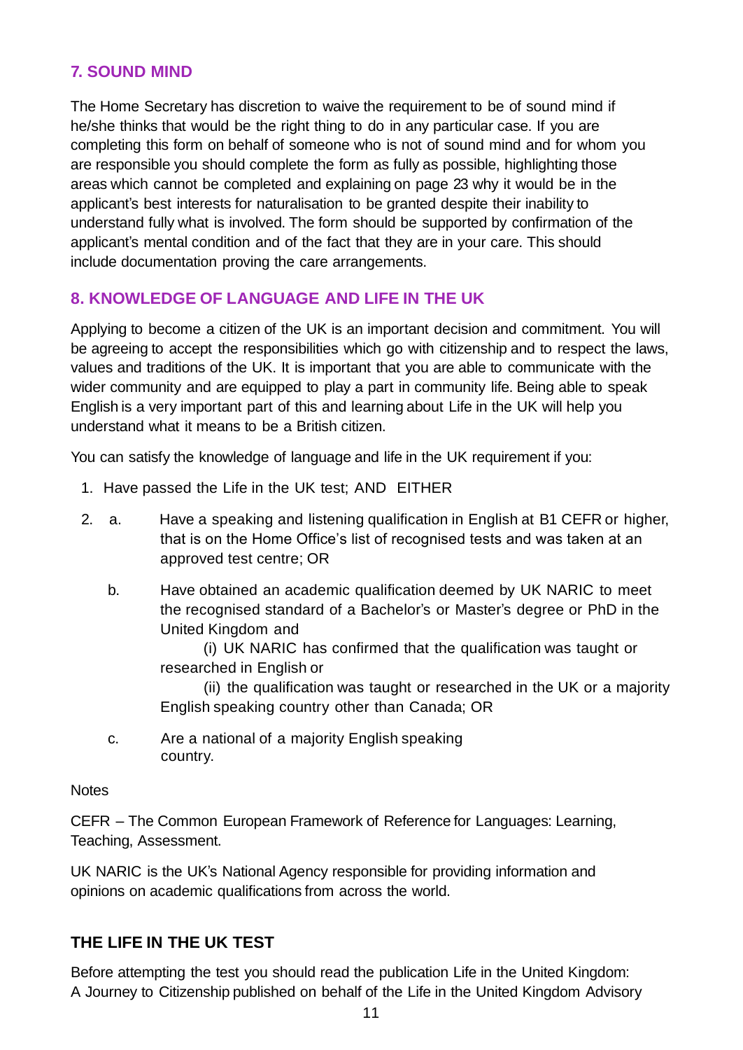## 7. SOUND MIND

The Home Secretary has discretion to waive the requirement to be of sound mind if he/she thinks that would be the right thing to do in any particular case. If you are completing this form on behalf of someone who is not of sound mind and for whom you are responsible you should complete the form as fully as possible, highlighting those areas which cannot be completed and explaining on page 23 why it would be in the applicant's best interests for naturalisation to be granted despite their inability to understand fully what is involved. The form should be supported by confirmation of the applicant's mental condition and of the fact that they are in your care. This should include documentation proving the care arrangements.

## 8. KNOWLEDGE OF LANGUAGE AND LIFE IN THE UK

Applying to become a citizen of the UK is an important decision and commitment. You will be agreeing to accept the responsibilities which go with citizenship and to respect the laws, values and traditions of the UK. It is important that you are able to communicate with the wider community and are equipped to play a part in community life. Being able to speak English is a very important part of this and learning about Life in the UK will help you understand what it means to be a British citizen.

You can satisfy the knowledge of language and life in the UK requirement if you:

1. Have passed the Life in the UK test; AND EITHER

2. a. Have a speaking and listening qualification in English at B1 CEFR or higher, that is on the Home Office's list of recognised tests and was taken at an approved test centre; OR

   b. Have obtained an academic qualification deemed by UK NARIC to meet the recognised standard of a Bachelor's or Master's degree or PhD in the United Kingdom and

      (i) UK NARIC has confirmed that the qualification was taught or researched in English or

      (ii) the qualification was taught or researched in the UK or a majority English speaking country other than Canada; OR

   c. Are a national of a majority English speaking country.

Notes

CEFR – The Common European Framework of Reference for Languages: Learning, Teaching, Assessment.

UK NARIC is the UK's National Agency responsible for providing information and opinions on academic qualifications from across the world.

### THE LIFE IN THE UK TEST

Before attempting the test you should read the publication Life in the United Kingdom: A Journey to Citizenship published on behalf of the Life in the United Kingdom Advisory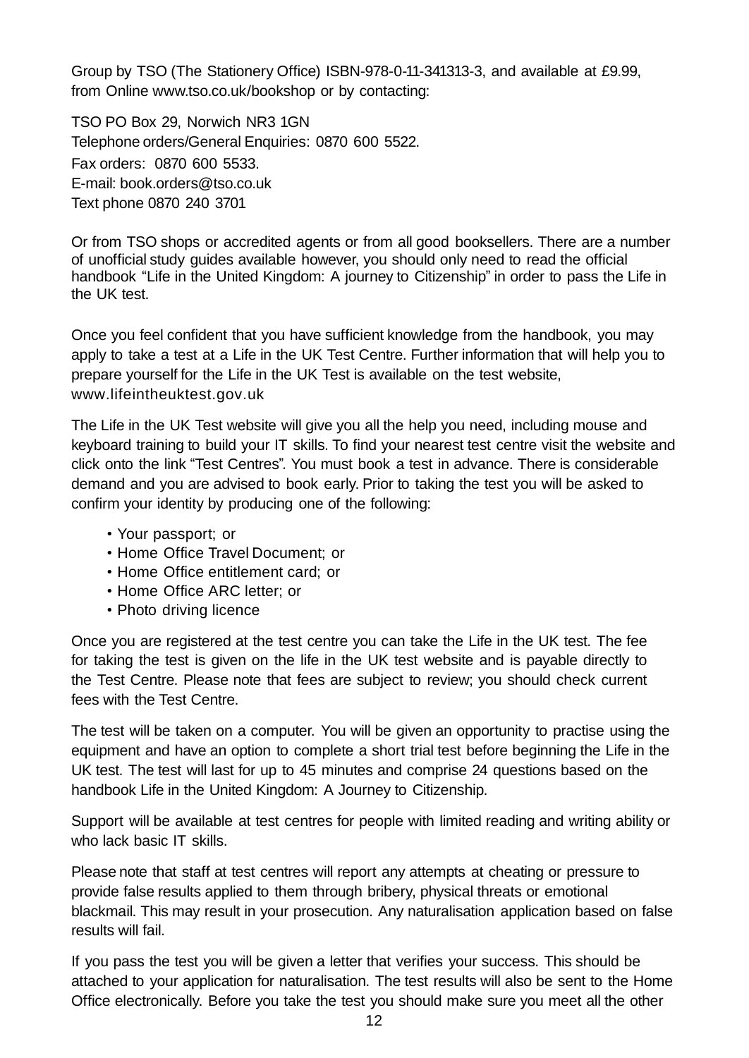Group by TSO (The Stationery Office) ISBN-978-0-11-341313-3, and available at £9.99, from Online www.tso.co.uk/bookshop or by contacting:

TSO PO Box 29, Norwich NR3 1GN  
Telephone orders/General Enquiries: 0870 600 5522.  
Fax orders: 0870 600 5533.  
E-mail: book.orders@tso.co.uk  
Text phone 0870 240 3701

Or from TSO shops or accredited agents or from all good booksellers. There are a number of unofficial study guides available however, you should only need to read the official handbook "Life in the United Kingdom: A journey to Citizenship" in order to pass the Life in the UK test.

Once you feel confident that you have sufficient knowledge from the handbook, you may apply to take a test at a Life in the UK Test Centre. Further information that will help you to prepare yourself for the Life in the UK Test is available on the test website, www.lifeintheuktest.gov.uk

The Life in the UK Test website will give you all the help you need, including mouse and keyboard training to build your IT skills. To find your nearest test centre visit the website and click onto the link "Test Centres". You must book a test in advance. There is considerable demand and you are advised to book early. Prior to taking the test you will be asked to confirm your identity by producing one of the following:

- Your passport; or
- Home Office Travel Document; or
- Home Office entitlement card; or
- Home Office ARC letter; or
- Photo driving licence

Once you are registered at the test centre you can take the Life in the UK test. The fee for taking the test is given on the life in the UK test website and is payable directly to the Test Centre. Please note that fees are subject to review; you should check current fees with the Test Centre.

The test will be taken on a computer. You will be given an opportunity to practise using the equipment and have an option to complete a short trial test before beginning the Life in the UK test. The test will last for up to 45 minutes and comprise 24 questions based on the handbook Life in the United Kingdom: A Journey to Citizenship.

Support will be available at test centres for people with limited reading and writing ability or who lack basic IT skills.

Please note that staff at test centres will report any attempts at cheating or pressure to provide false results applied to them through bribery, physical threats or emotional blackmail. This may result in your prosecution. Any naturalisation application based on false results will fail.

If you pass the test you will be given a letter that verifies your success. This should be attached to your application for naturalisation. The test results will also be sent to the Home Office electronically. Before you take the test you should make sure you meet all the other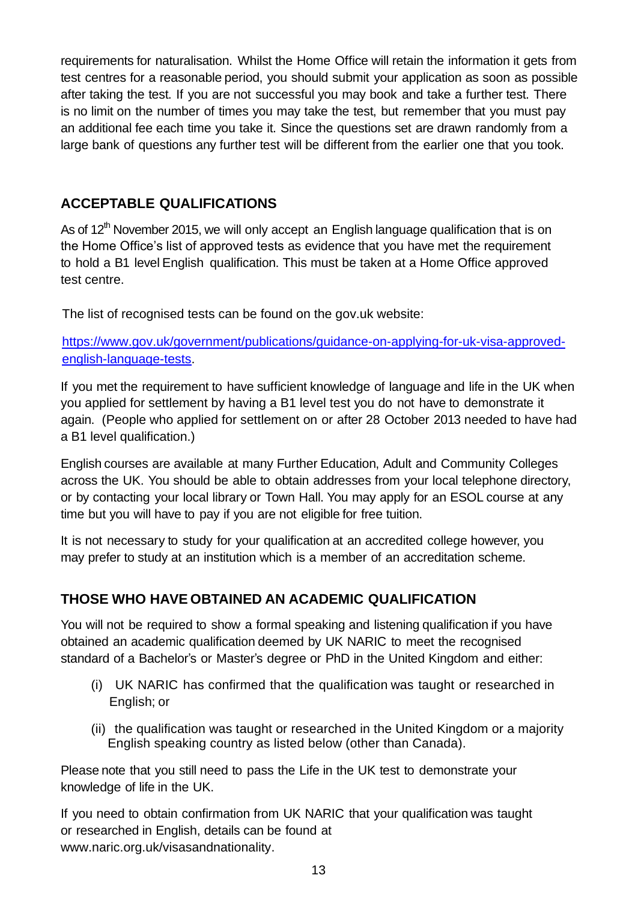requirements for naturalisation. Whilst the Home Office will retain the information it gets from test centres for a reasonable period, you should submit your application as soon as possible after taking the test. If you are not successful you may book and take a further test. There is no limit on the number of times you may take the test, but remember that you must pay an additional fee each time you take it. Since the questions set are drawn randomly from a large bank of questions any further test will be different from the earlier one that you took.

## ACCEPTABLE QUALIFICATIONS

As of 12th November 2015, we will only accept an English language qualification that is on the Home Office's list of approved tests as evidence that you have met the requirement to hold a B1 level English qualification. This must be taken at a Home Office approved test centre.

The list of recognised tests can be found on the gov.uk website:

[https://www.gov.uk/government/publications/guidance-on-applying-for-uk-visa-approved-english-language-tests](https://www.gov.uk/government/publications/guidance-on-applying-for-uk-visa-approved-english-language-tests).

If you met the requirement to have sufficient knowledge of language and life in the UK when you applied for settlement by having a B1 level test you do not have to demonstrate it again. (People who applied for settlement on or after 28 October 2013 needed to have had a B1 level qualification.)

English courses are available at many Further Education, Adult and Community Colleges across the UK. You should be able to obtain addresses from your local telephone directory, or by contacting your local library or Town Hall. You may apply for an ESOL course at any time but you will have to pay if you are not eligible for free tuition.

It is not necessary to study for your qualification at an accredited college however, you may prefer to study at an institution which is a member of an accreditation scheme.

## THOSE WHO HAVE OBTAINED AN ACADEMIC QUALIFICATION

You will not be required to show a formal speaking and listening qualification if you have obtained an academic qualification deemed by UK NARIC to meet the recognised standard of a Bachelor's or Master's degree or PhD in the United Kingdom and either:

(i) UK NARIC has confirmed that the qualification was taught or researched in English; or

(ii) the qualification was taught or researched in the United Kingdom or a majority English speaking country as listed below (other than Canada).

Please note that you still need to pass the Life in the UK test to demonstrate your knowledge of life in the UK.

If you need to obtain confirmation from UK NARIC that your qualification was taught or researched in English, details can be found at www.naric.org.uk/visasandnationality.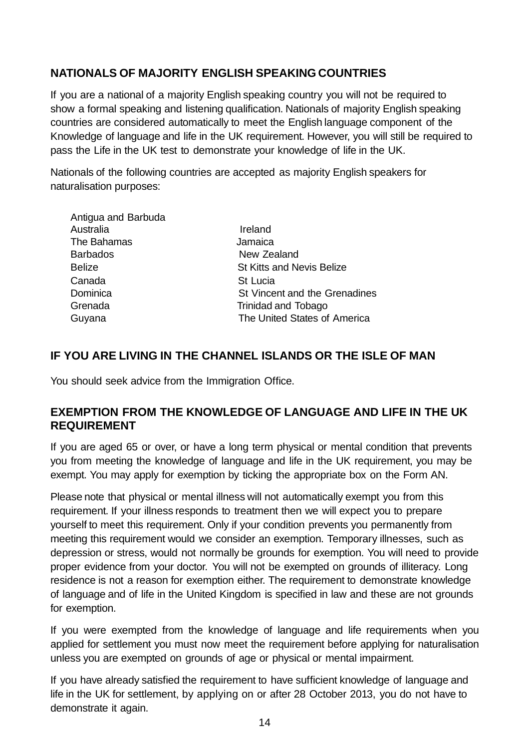## NATIONALS OF MAJORITY ENGLISH SPEAKING COUNTRIES

If you are a national of a majority English speaking country you will not be required to show a formal speaking and listening qualification. Nationals of majority English speaking countries are considered automatically to meet the English language component of the Knowledge of language and life in the UK requirement. However, you will still be required to pass the Life in the UK test to demonstrate your knowledge of life in the UK.

Nationals of the following countries are accepted as majority English speakers for naturalisation purposes:

- Antigua and Barbuda
- Australia
- The Bahamas
- Barbados
- Belize
- Canada
- Dominica
- Grenada
- Guyana
- Ireland
- Jamaica
- New Zealand
- St Kitts and Nevis Belize
- St Lucia
- St Vincent and the Grenadines
- Trinidad and Tobago
- The United States of America

## IF YOU ARE LIVING IN THE CHANNEL ISLANDS OR THE ISLE OF MAN

You should seek advice from the Immigration Office.

## EXEMPTION FROM THE KNOWLEDGE OF LANGUAGE AND LIFE IN THE UK REQUIREMENT

If you are aged 65 or over, or have a long term physical or mental condition that prevents you from meeting the knowledge of language and life in the UK requirement, you may be exempt. You may apply for exemption by ticking the appropriate box on the Form AN.

Please note that physical or mental illness will not automatically exempt you from this requirement. If your illness responds to treatment then we will expect you to prepare yourself to meet this requirement. Only if your condition prevents you permanently from meeting this requirement would we consider an exemption. Temporary illnesses, such as depression or stress, would not normally be grounds for exemption. You will need to provide proper evidence from your doctor. You will not be exempted on grounds of illiteracy. Long residence is not a reason for exemption either. The requirement to demonstrate knowledge of language and of life in the United Kingdom is specified in law and these are not grounds for exemption.

If you were exempted from the knowledge of language and life requirements when you applied for settlement you must now meet the requirement before applying for naturalisation unless you are exempted on grounds of age or physical or mental impairment.

If you have already satisfied the requirement to have sufficient knowledge of language and life in the UK for settlement, by applying on or after 28 October 2013, you do not have to demonstrate it again.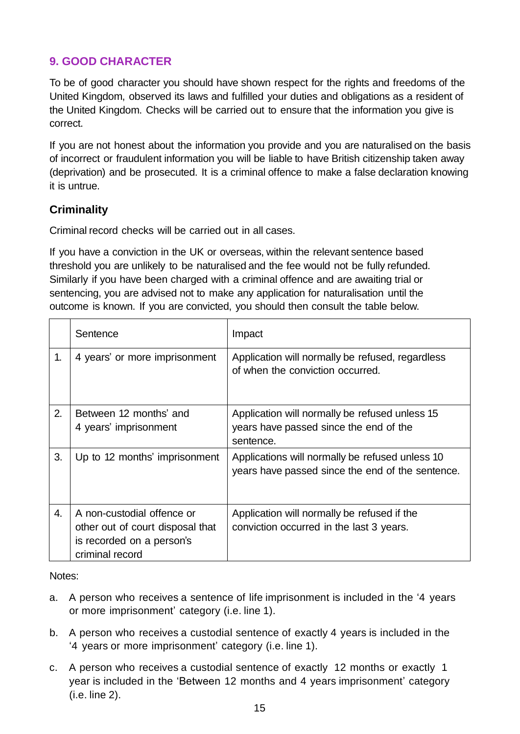## 9. GOOD CHARACTER

To be of good character you should have shown respect for the rights and freedoms of the United Kingdom, observed its laws and fulfilled your duties and obligations as a resident of the United Kingdom. Checks will be carried out to ensure that the information you give is correct.

If you are not honest about the information you provide and you are naturalised on the basis of incorrect or fraudulent information you will be liable to have British citizenship taken away (deprivation) and be prosecuted. It is a criminal offence to make a false declaration knowing it is untrue.

### Criminality

Criminal record checks will be carried out in all cases.

If you have a conviction in the UK or overseas, within the relevant sentence based threshold you are unlikely to be naturalised and the fee would not be fully refunded. Similarly if you have been charged with a criminal offence and are awaiting trial or sentencing, you are advised not to make any application for naturalisation until the outcome is known. If you are convicted, you should then consult the table below.

| | Sentence | Impact |
|---|---|---|
| 1. | 4 years' or more imprisonment | Application will normally be refused, regardless of when the conviction occurred. |
| 2. | Between 12 months' and 4 years' imprisonment | Application will normally be refused unless 15 years have passed since the end of the sentence. |
| 3. | Up to 12 months' imprisonment | Applications will normally be refused unless 10 years have passed since the end of the sentence. |
| 4. | A non-custodial offence or other out of court disposal that is recorded on a person's criminal record | Application will normally be refused if the conviction occurred in the last 3 years. |

Notes:

a. A person who receives a sentence of life imprisonment is included in the '4 years or more imprisonment' category (i.e. line 1).

b. A person who receives a custodial sentence of exactly 4 years is included in the '4 years or more imprisonment' category (i.e. line 1).

c. A person who receives a custodial sentence of exactly 12 months or exactly 1 year is included in the 'Between 12 months and 4 years imprisonment' category (i.e. line 2).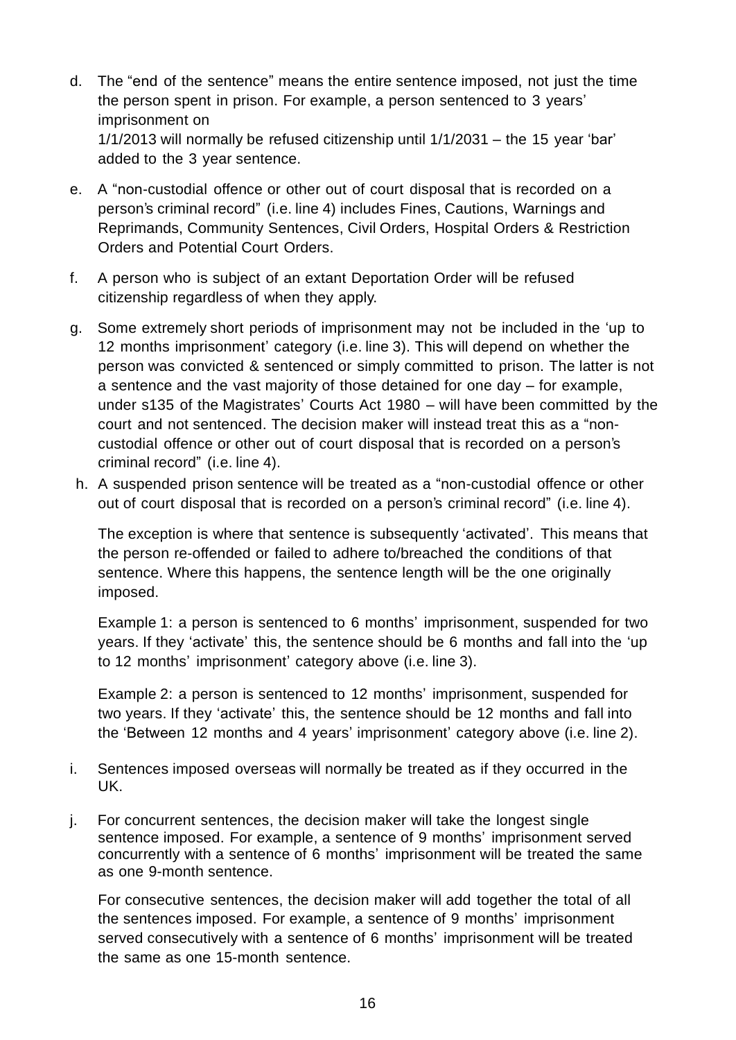d. The "end of the sentence" means the entire sentence imposed, not just the time the person spent in prison. For example, a person sentenced to 3 years' imprisonment on
   1/1/2013 will normally be refused citizenship until 1/1/2031 – the 15 year 'bar' added to the 3 year sentence.

e. A "non-custodial offence or other out of court disposal that is recorded on a person's criminal record" (i.e. line 4) includes Fines, Cautions, Warnings and Reprimands, Community Sentences, Civil Orders, Hospital Orders & Restriction Orders and Potential Court Orders.

f. A person who is subject of an extant Deportation Order will be refused citizenship regardless of when they apply.

g. Some extremely short periods of imprisonment may not be included in the 'up to 12 months imprisonment' category (i.e. line 3). This will depend on whether the person was convicted & sentenced or simply committed to prison. The latter is not a sentence and the vast majority of those detained for one day – for example, under s135 of the Magistrates' Courts Act 1980 – will have been committed by the court and not sentenced. The decision maker will instead treat this as a "non-custodial offence or other out of court disposal that is recorded on a person's criminal record" (i.e. line 4).

h. A suspended prison sentence will be treated as a "non-custodial offence or other out of court disposal that is recorded on a person's criminal record" (i.e. line 4).

   The exception is where that sentence is subsequently 'activated'. This means that the person re-offended or failed to adhere to/breached the conditions of that sentence. Where this happens, the sentence length will be the one originally imposed.

   Example 1: a person is sentenced to 6 months' imprisonment, suspended for two years. If they 'activate' this, the sentence should be 6 months and fall into the 'up to 12 months' imprisonment' category above (i.e. line 3).

   Example 2: a person is sentenced to 12 months' imprisonment, suspended for two years. If they 'activate' this, the sentence should be 12 months and fall into the 'Between 12 months and 4 years' imprisonment' category above (i.e. line 2).

i. Sentences imposed overseas will normally be treated as if they occurred in the UK.

j. For concurrent sentences, the decision maker will take the longest single sentence imposed. For example, a sentence of 9 months' imprisonment served concurrently with a sentence of 6 months' imprisonment will be treated the same as one 9-month sentence.

   For consecutive sentences, the decision maker will add together the total of all the sentences imposed. For example, a sentence of 9 months' imprisonment served consecutively with a sentence of 6 months' imprisonment will be treated the same as one 15-month sentence.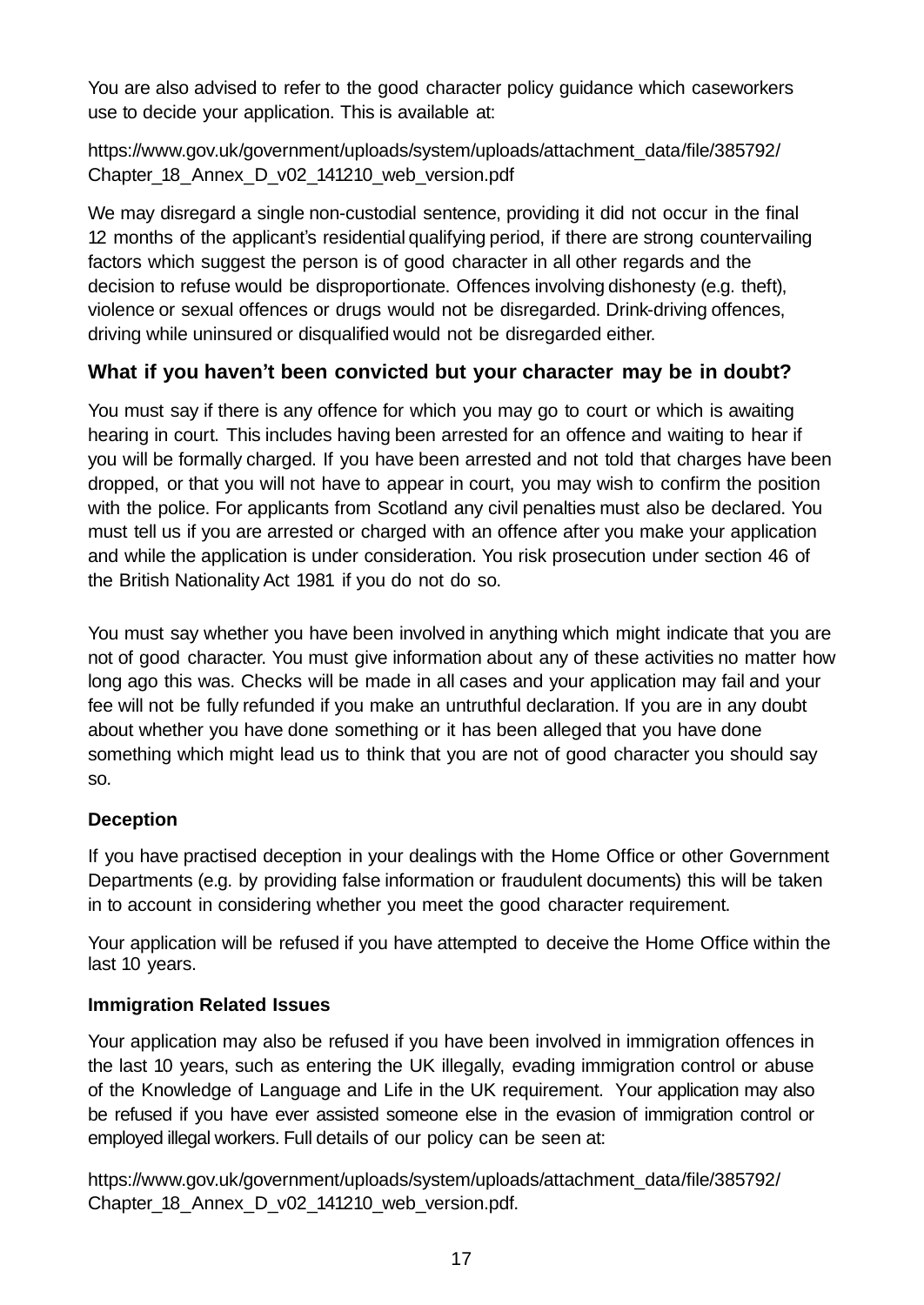You are also advised to refer to the good character policy guidance which caseworkers use to decide your application. This is available at:

https://www.gov.uk/government/uploads/system/uploads/attachment_data/file/385792/Chapter_18_Annex_D_v02_141210_web_version.pdf

We may disregard a single non-custodial sentence, providing it did not occur in the final 12 months of the applicant's residential qualifying period, if there are strong countervailing factors which suggest the person is of good character in all other regards and the decision to refuse would be disproportionate. Offences involving dishonesty (e.g. theft), violence or sexual offences or drugs would not be disregarded. Drink-driving offences, driving while uninsured or disqualified would not be disregarded either.

### What if you haven't been convicted but your character may be in doubt?

You must say if there is any offence for which you may go to court or which is awaiting hearing in court. This includes having been arrested for an offence and waiting to hear if you will be formally charged. If you have been arrested and not told that charges have been dropped, or that you will not have to appear in court, you may wish to confirm the position with the police. For applicants from Scotland any civil penalties must also be declared. You must tell us if you are arrested or charged with an offence after you make your application and while the application is under consideration. You risk prosecution under section 46 of the British Nationality Act 1981 if you do not do so.

You must say whether you have been involved in anything which might indicate that you are not of good character. You must give information about any of these activities no matter how long ago this was. Checks will be made in all cases and your application may fail and your fee will not be fully refunded if you make an untruthful declaration. If you are in any doubt about whether you have done something or it has been alleged that you have done something which might lead us to think that you are not of good character you should say so.

**Deception**

If you have practised deception in your dealings with the Home Office or other Government Departments (e.g. by providing false information or fraudulent documents) this will be taken in to account in considering whether you meet the good character requirement.

Your application will be refused if you have attempted to deceive the Home Office within the last 10 years.

**Immigration Related Issues**

Your application may also be refused if you have been involved in immigration offences in the last 10 years, such as entering the UK illegally, evading immigration control or abuse of the Knowledge of Language and Life in the UK requirement. Your application may also be refused if you have ever assisted someone else in the evasion of immigration control or employed illegal workers. Full details of our policy can be seen at:

https://www.gov.uk/government/uploads/system/uploads/attachment_data/file/385792/Chapter_18_Annex_D_v02_141210_web_version.pdf.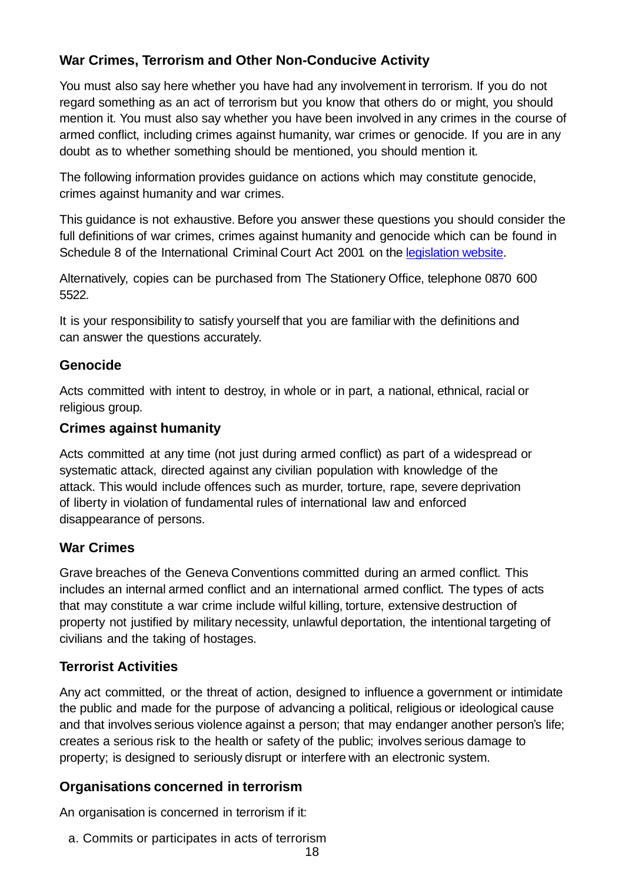## War Crimes, Terrorism and Other Non-Conducive Activity

You must also say here whether you have had any involvement in terrorism. If you do not regard something as an act of terrorism but you know that others do or might, you should mention it. You must also say whether you have been involved in any crimes in the course of armed conflict, including crimes against humanity, war crimes or genocide. If you are in any doubt as to whether something should be mentioned, you should mention it.

The following information provides guidance on actions which may constitute genocide, crimes against humanity and war crimes.

This guidance is not exhaustive. Before you answer these questions you should consider the full definitions of war crimes, crimes against humanity and genocide which can be found in Schedule 8 of the International Criminal Court Act 2001 on the legislation website.

Alternatively, copies can be purchased from The Stationery Office, telephone 0870 600 5522.

It is your responsibility to satisfy yourself that you are familiar with the definitions and can answer the questions accurately.

### Genocide

Acts committed with intent to destroy, in whole or in part, a national, ethnical, racial or religious group.

### Crimes against humanity

Acts committed at any time (not just during armed conflict) as part of a widespread or systematic attack, directed against any civilian population with knowledge of the attack. This would include offences such as murder, torture, rape, severe deprivation of liberty in violation of fundamental rules of international law and enforced disappearance of persons.

### War Crimes

Grave breaches of the Geneva Conventions committed during an armed conflict. This includes an internal armed conflict and an international armed conflict. The types of acts that may constitute a war crime include wilful killing, torture, extensive destruction of property not justified by military necessity, unlawful deportation, the intentional targeting of civilians and the taking of hostages.

### Terrorist Activities

Any act committed, or the threat of action, designed to influence a government or intimidate the public and made for the purpose of advancing a political, religious or ideological cause and that involves serious violence against a person; that may endanger another person's life; creates a serious risk to the health or safety of the public; involves serious damage to property; is designed to seriously disrupt or interfere with an electronic system.

### Organisations concerned in terrorism

An organisation is concerned in terrorism if it:

a. Commits or participates in acts of terrorism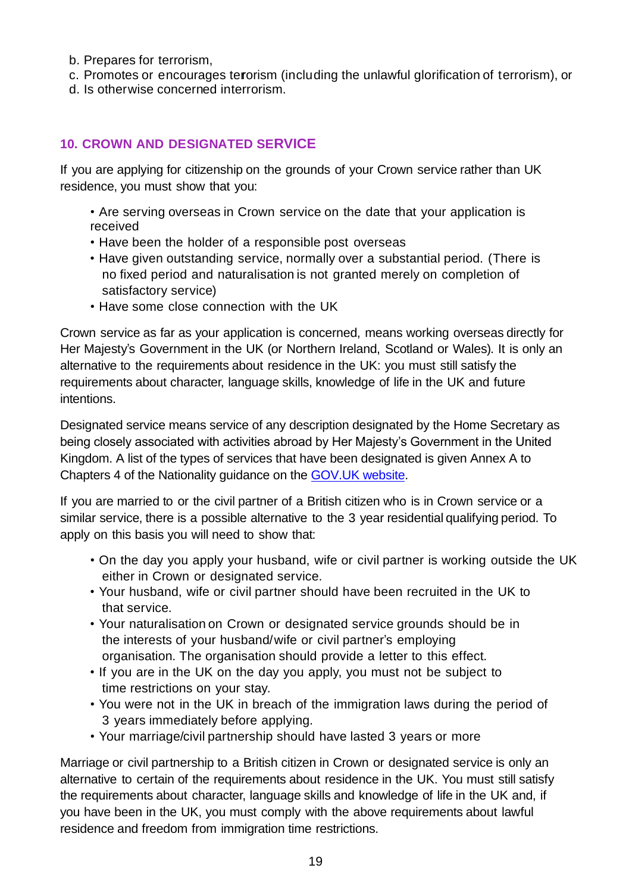b. Prepares for terrorism,
c. Promotes or encourages terrorism (including the unlawful glorification of terrorism), or
d. Is otherwise concerned interrorism.

## 10. CROWN AND DESIGNATED SERVICE

If you are applying for citizenship on the grounds of your Crown service rather than UK residence, you must show that you:

- Are serving overseas in Crown service on the date that your application is received
- Have been the holder of a responsible post overseas
- Have given outstanding service, normally over a substantial period. (There is no fixed period and naturalisation is not granted merely on completion of satisfactory service)
- Have some close connection with the UK

Crown service as far as your application is concerned, means working overseas directly for Her Majesty's Government in the UK (or Northern Ireland, Scotland or Wales). It is only an alternative to the requirements about residence in the UK: you must still satisfy the requirements about character, language skills, knowledge of life in the UK and future intentions.

Designated service means service of any description designated by the Home Secretary as being closely associated with activities abroad by Her Majesty's Government in the United Kingdom. A list of the types of services that have been designated is given Annex A to Chapters 4 of the Nationality guidance on the GOV.UK website.

If you are married to or the civil partner of a British citizen who is in Crown service or a similar service, there is a possible alternative to the 3 year residential qualifying period. To apply on this basis you will need to show that:

- On the day you apply your husband, wife or civil partner is working outside the UK either in Crown or designated service.
- Your husband, wife or civil partner should have been recruited in the UK to that service.
- Your naturalisation on Crown or designated service grounds should be in the interests of your husband/wife or civil partner's employing organisation. The organisation should provide a letter to this effect.
- If you are in the UK on the day you apply, you must not be subject to time restrictions on your stay.
- You were not in the UK in breach of the immigration laws during the period of 3 years immediately before applying.
- Your marriage/civil partnership should have lasted 3 years or more

Marriage or civil partnership to a British citizen in Crown or designated service is only an alternative to certain of the requirements about residence in the UK. You must still satisfy the requirements about character, language skills and knowledge of life in the UK and, if you have been in the UK, you must comply with the above requirements about lawful residence and freedom from immigration time restrictions.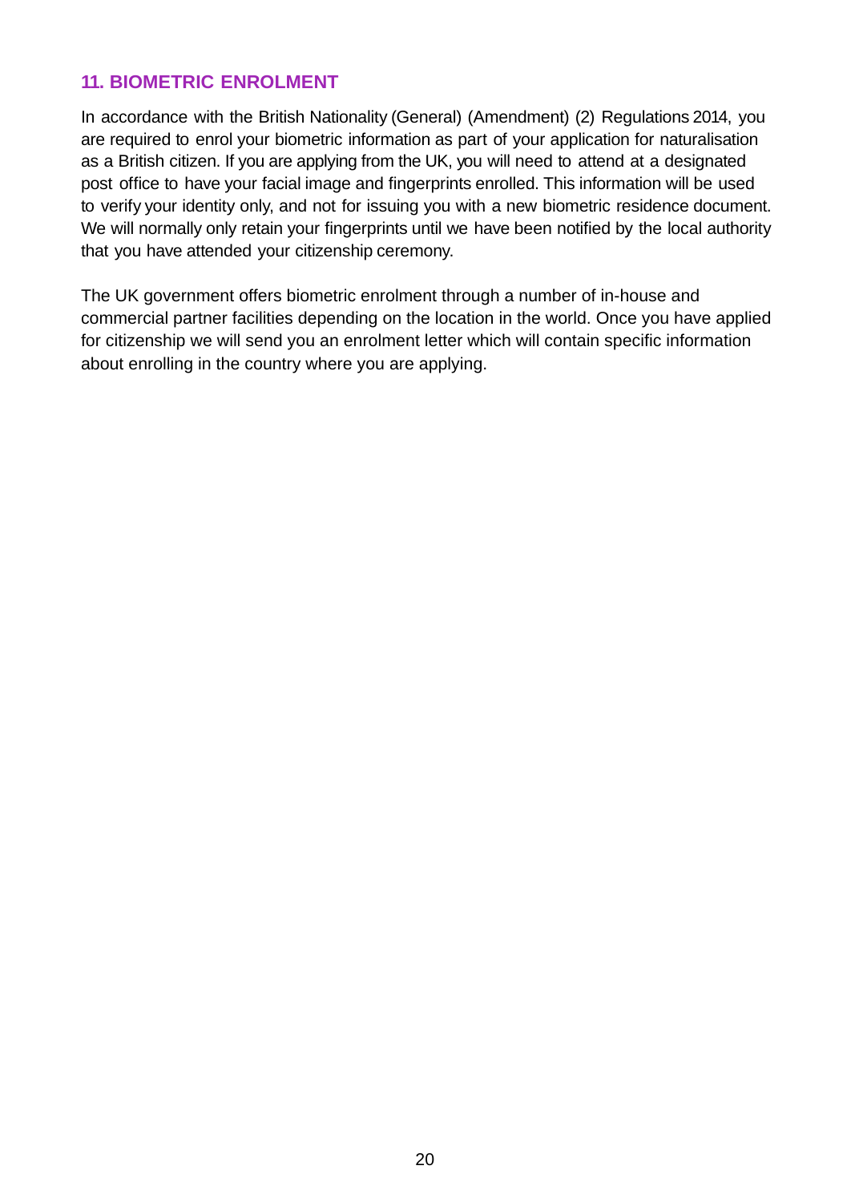## 11. BIOMETRIC ENROLMENT

In accordance with the British Nationality (General) (Amendment) (2) Regulations 2014, you are required to enrol your biometric information as part of your application for naturalisation as a British citizen. If you are applying from the UK, you will need to attend at a designated post office to have your facial image and fingerprints enrolled. This information will be used to verify your identity only, and not for issuing you with a new biometric residence document. We will normally only retain your fingerprints until we have been notified by the local authority that you have attended your citizenship ceremony.

The UK government offers biometric enrolment through a number of in-house and commercial partner facilities depending on the location in the world. Once you have applied for citizenship we will send you an enrolment letter which will contain specific information about enrolling in the country where you are applying.